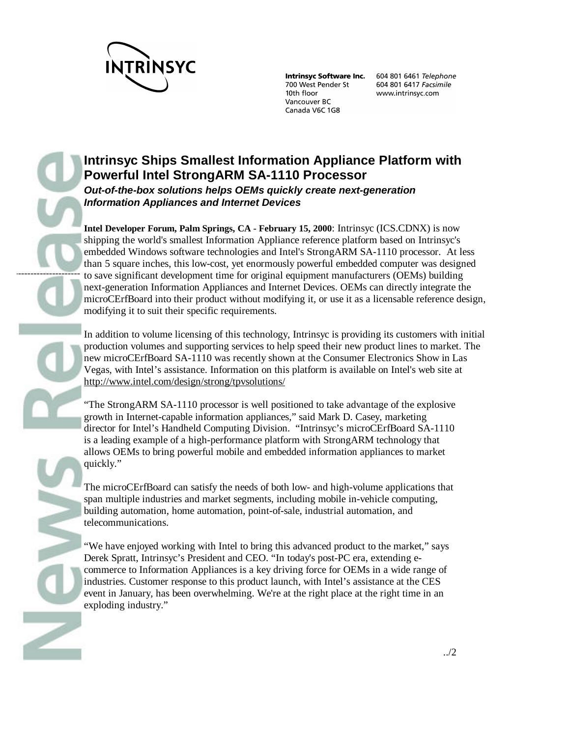INTRINSYC

**Intrinsyc Software Inc.**
700 West Pender St
10th floor
Vancouver BC
Canada V6C 1G8

604 801 6461 *Telephone*
604 801 6417 *Facsimile*
www.intrinsyc.com

News Release

# Intrinsyc Ships Smallest Information Appliance Platform with Powerful Intel StrongARM SA-1110 Processor

***Out-of-the-box solutions helps OEMs quickly create next-generation Information Appliances and Internet Devices***

**Intel Developer Forum, Palm Springs, CA - February 15, 2000**: Intrinsyc (ICS.CDNX) is now shipping the world's smallest Information Appliance reference platform based on Intrinsyc's embedded Windows software technologies and Intel's StrongARM SA-1110 processor. At less than 5 square inches, this low-cost, yet enormously powerful embedded computer was designed to save significant development time for original equipment manufacturers (OEMs) building next-generation Information Appliances and Internet Devices. OEMs can directly integrate the microCErfBoard into their product without modifying it, or use it as a licensable reference design, modifying it to suit their specific requirements.

In addition to volume licensing of this technology, Intrinsyc is providing its customers with initial production volumes and supporting services to help speed their new product lines to market. The new microCErfBoard SA-1110 was recently shown at the Consumer Electronics Show in Las Vegas, with Intel's assistance. Information on this platform is available on Intel's web site at http://www.intel.com/design/strong/tpvsolutions/

"The StrongARM SA-1110 processor is well positioned to take advantage of the explosive growth in Internet-capable information appliances," said Mark D. Casey, marketing director for Intel's Handheld Computing Division. "Intrinsyc's microCErfBoard SA-1110 is a leading example of a high-performance platform with StrongARM technology that allows OEMs to bring powerful mobile and embedded information appliances to market quickly."

The microCErfBoard can satisfy the needs of both low- and high-volume applications that span multiple industries and market segments, including mobile in-vehicle computing, building automation, home automation, point-of-sale, industrial automation, and telecommunications.

"We have enjoyed working with Intel to bring this advanced product to the market," says Derek Spratt, Intrinsyc's President and CEO. "In today's post-PC era, extending e-commerce to Information Appliances is a key driving force for OEMs in a wide range of industries. Customer response to this product launch, with Intel's assistance at the CES event in January, has been overwhelming. We're at the right place at the right time in an exploding industry."

../2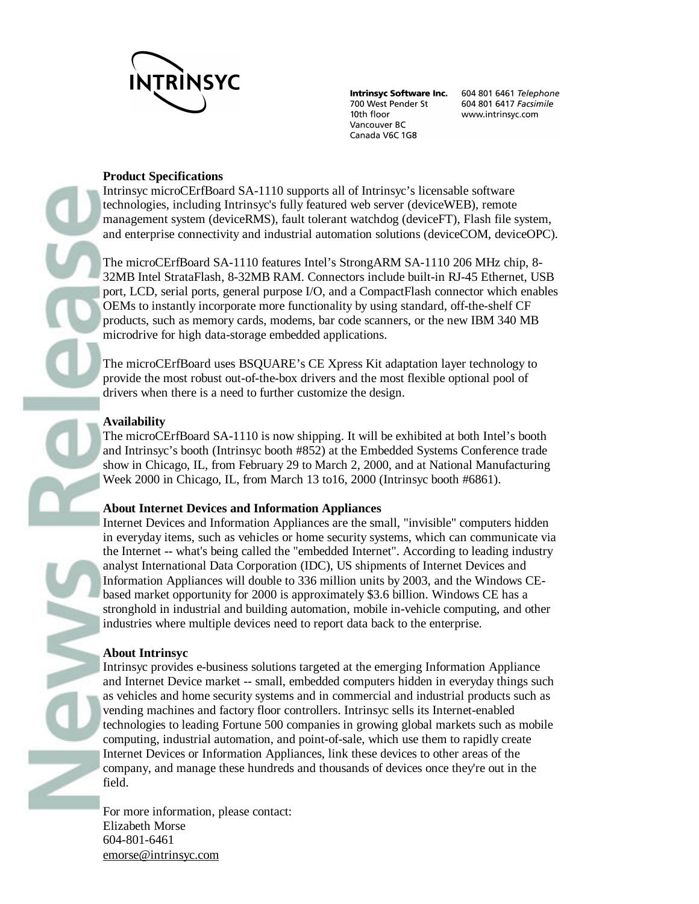**Intrinsyc Software Inc.**
700 West Pender St
10th floor
Vancouver BC
Canada V6C 1G8

604 801 6461 *Telephone*
604 801 6417 *Facsimile*
www.intrinsyc.com

**Product Specifications**
Intrinsyc microCErfBoard SA-1110 supports all of Intrinsyc's licensable software technologies, including Intrinsyc's fully featured web server (deviceWEB), remote management system (deviceRMS), fault tolerant watchdog (deviceFT), Flash file system, and enterprise connectivity and industrial automation solutions (deviceCOM, deviceOPC).

The microCErfBoard SA-1110 features Intel's StrongARM SA-1110 206 MHz chip, 8-32MB Intel StrataFlash, 8-32MB RAM. Connectors include built-in RJ-45 Ethernet, USB port, LCD, serial ports, general purpose I/O, and a CompactFlash connector which enables OEMs to instantly incorporate more functionality by using standard, off-the-shelf CF products, such as memory cards, modems, bar code scanners, or the new IBM 340 MB microdrive for high data-storage embedded applications.

The microCErfBoard uses BSQUARE's CE Xpress Kit adaptation layer technology to provide the most robust out-of-the-box drivers and the most flexible optional pool of drivers when there is a need to further customize the design.

**Availability**
The microCErfBoard SA-1110 is now shipping. It will be exhibited at both Intel's booth and Intrinsyc's booth (Intrinsyc booth #852) at the Embedded Systems Conference trade show in Chicago, IL, from February 29 to March 2, 2000, and at National Manufacturing Week 2000 in Chicago, IL, from March 13 to16, 2000 (Intrinsyc booth #6861).

**About Internet Devices and Information Appliances**
Internet Devices and Information Appliances are the small, "invisible" computers hidden in everyday items, such as vehicles or home security systems, which can communicate via the Internet -- what's being called the "embedded Internet". According to leading industry analyst International Data Corporation (IDC), US shipments of Internet Devices and Information Appliances will double to 336 million units by 2003, and the Windows CE-based market opportunity for 2000 is approximately $3.6 billion. Windows CE has a stronghold in industrial and building automation, mobile in-vehicle computing, and other industries where multiple devices need to report data back to the enterprise.

**About Intrinsyc**
Intrinsyc provides e-business solutions targeted at the emerging Information Appliance and Internet Device market -- small, embedded computers hidden in everyday things such as vehicles and home security systems and in commercial and industrial products such as vending machines and factory floor controllers. Intrinsyc sells its Internet-enabled technologies to leading Fortune 500 companies in growing global markets such as mobile computing, industrial automation, and point-of-sale, which use them to rapidly create Internet Devices or Information Appliances, link these devices to other areas of the company, and manage these hundreds and thousands of devices once they're out in the field.

For more information, please contact:
Elizabeth Morse
604-801-6461
emorse@intrinsyc.com